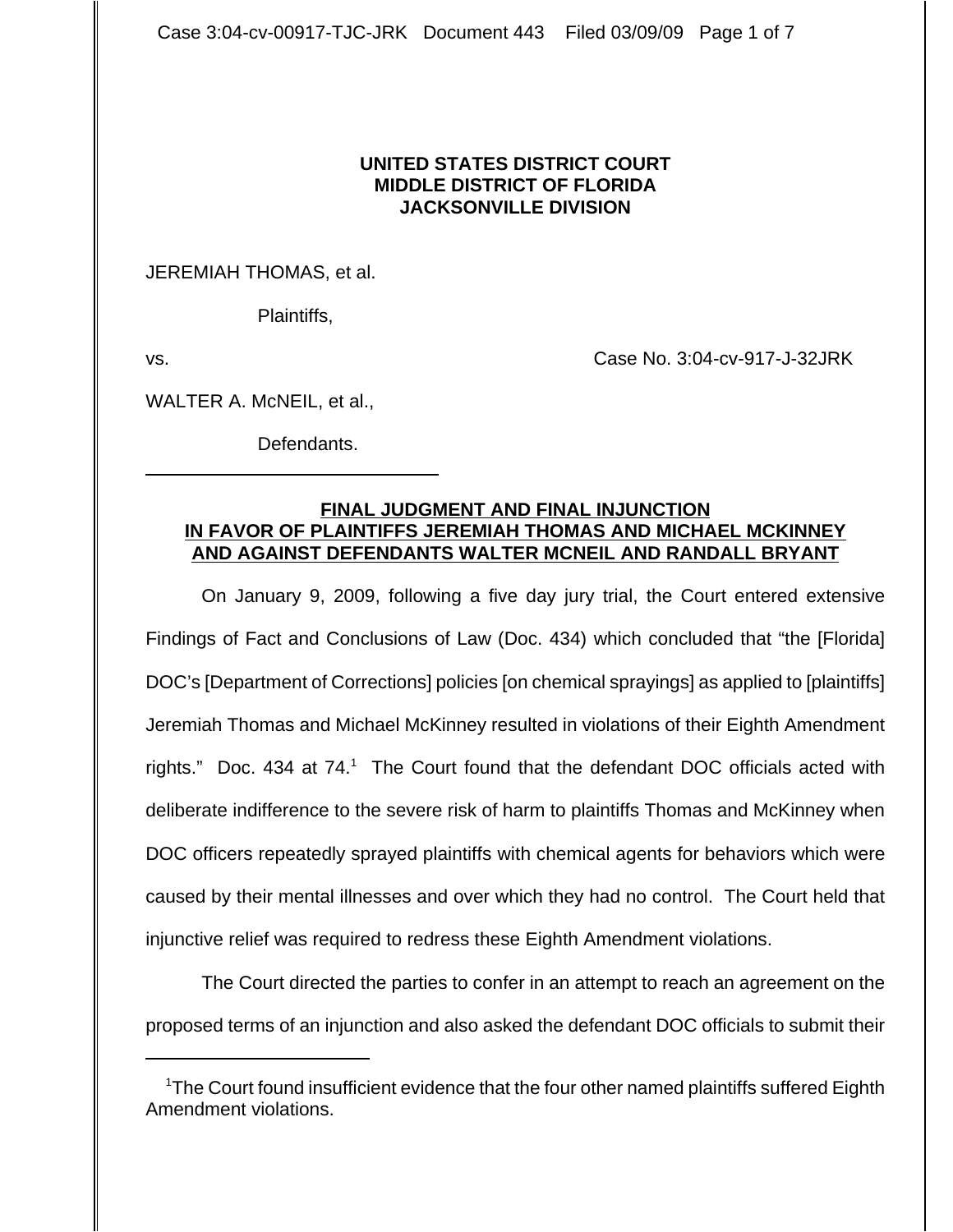**UNITED STATES DISTRICT COURT**
**MIDDLE DISTRICT OF FLORIDA**
**JACKSONVILLE DIVISION**

JEREMIAH THOMAS, et al.

Plaintiffs,

vs. Case No. 3:04-cv-917-J-32JRK

WALTER A. McNEIL, et al.,

Defendants.

---

**FINAL JUDGMENT AND FINAL INJUNCTION IN FAVOR OF PLAINTIFFS JEREMIAH THOMAS AND MICHAEL MCKINNEY AND AGAINST DEFENDANTS WALTER MCNEIL AND RANDALL BRYANT**

On January 9, 2009, following a five day jury trial, the Court entered extensive Findings of Fact and Conclusions of Law (Doc. 434) which concluded that "the [Florida] DOC's [Department of Corrections] policies [on chemical sprayings] as applied to [plaintiffs] Jeremiah Thomas and Michael McKinney resulted in violations of their Eighth Amendment rights." Doc. 434 at 74.[1] The Court found that the defendant DOC officials acted with deliberate indifference to the severe risk of harm to plaintiffs Thomas and McKinney when DOC officers repeatedly sprayed plaintiffs with chemical agents for behaviors which were caused by their mental illnesses and over which they had no control. The Court held that injunctive relief was required to redress these Eighth Amendment violations.

The Court directed the parties to confer in an attempt to reach an agreement on the proposed terms of an injunction and also asked the defendant DOC officials to submit their

---

[1]The Court found insufficient evidence that the four other named plaintiffs suffered Eighth Amendment violations.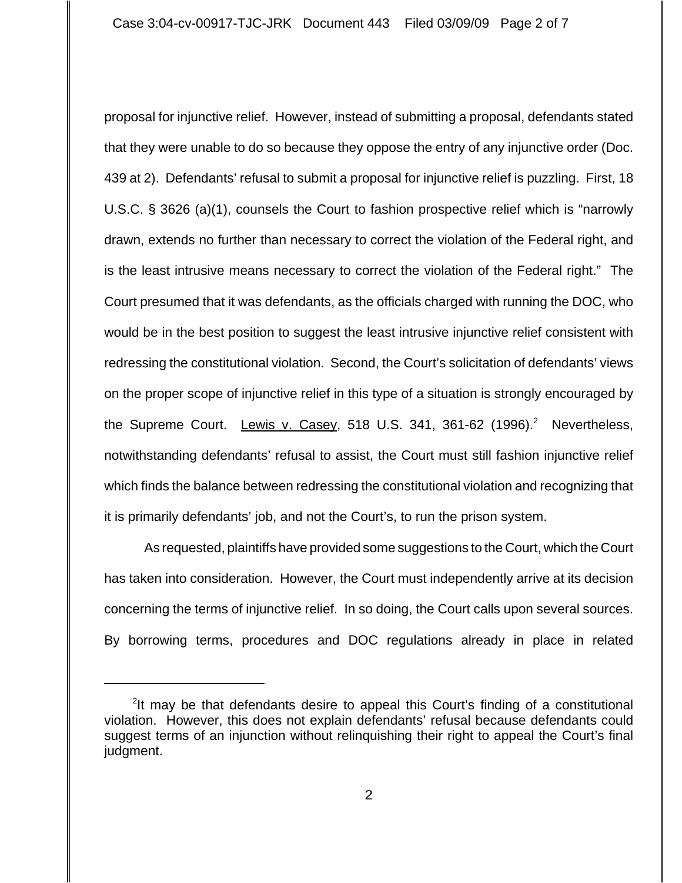proposal for injunctive relief. However, instead of submitting a proposal, defendants stated that they were unable to do so because they oppose the entry of any injunctive order (Doc. 439 at 2). Defendants' refusal to submit a proposal for injunctive relief is puzzling. First, 18 U.S.C. § 3626 (a)(1), counsels the Court to fashion prospective relief which is "narrowly drawn, extends no further than necessary to correct the violation of the Federal right, and is the least intrusive means necessary to correct the violation of the Federal right." The Court presumed that it was defendants, as the officials charged with running the DOC, who would be in the best position to suggest the least intrusive injunctive relief consistent with redressing the constitutional violation. Second, the Court's solicitation of defendants' views on the proper scope of injunctive relief in this type of a situation is strongly encouraged by the Supreme Court. Lewis v. Casey, 518 U.S. 341, 361-62 (1996).[2] Nevertheless, notwithstanding defendants' refusal to assist, the Court must still fashion injunctive relief which finds the balance between redressing the constitutional violation and recognizing that it is primarily defendants' job, and not the Court's, to run the prison system.

As requested, plaintiffs have provided some suggestions to the Court, which the Court has taken into consideration. However, the Court must independently arrive at its decision concerning the terms of injunctive relief. In so doing, the Court calls upon several sources. By borrowing terms, procedures and DOC regulations already in place in related

---

[2] It may be that defendants desire to appeal this Court's finding of a constitutional violation. However, this does not explain defendants' refusal because defendants could suggest terms of an injunction without relinquishing their right to appeal the Court's final judgment.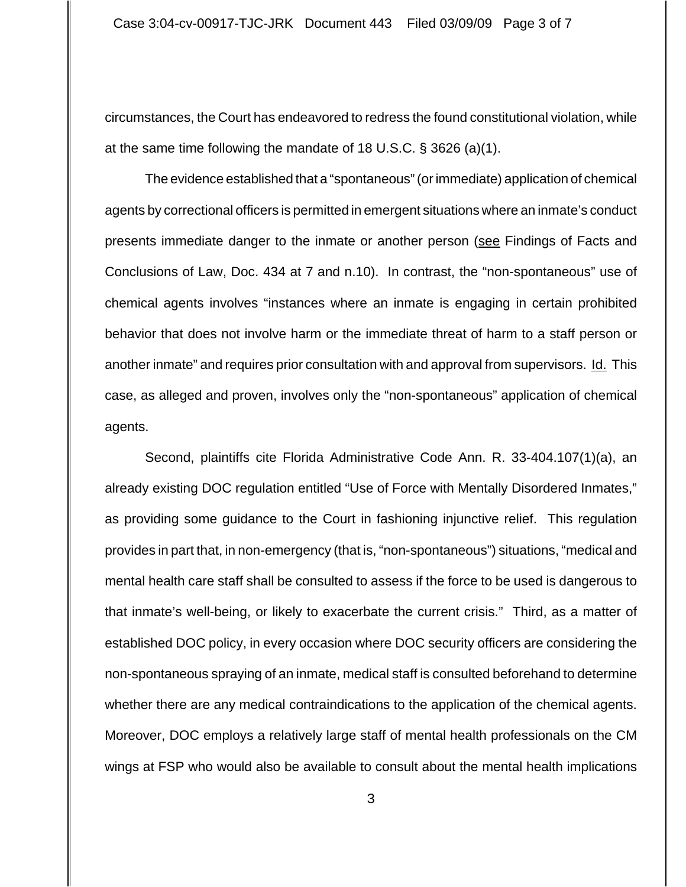circumstances, the Court has endeavored to redress the found constitutional violation, while at the same time following the mandate of 18 U.S.C. § 3626 (a)(1).

The evidence established that a "spontaneous" (or immediate) application of chemical agents by correctional officers is permitted in emergent situations where an inmate's conduct presents immediate danger to the inmate or another person (see Findings of Facts and Conclusions of Law, Doc. 434 at 7 and n.10). In contrast, the "non-spontaneous" use of chemical agents involves "instances where an inmate is engaging in certain prohibited behavior that does not involve harm or the immediate threat of harm to a staff person or another inmate" and requires prior consultation with and approval from supervisors. Id. This case, as alleged and proven, involves only the "non-spontaneous" application of chemical agents.

Second, plaintiffs cite Florida Administrative Code Ann. R. 33-404.107(1)(a), an already existing DOC regulation entitled "Use of Force with Mentally Disordered Inmates," as providing some guidance to the Court in fashioning injunctive relief. This regulation provides in part that, in non-emergency (that is, "non-spontaneous") situations, "medical and mental health care staff shall be consulted to assess if the force to be used is dangerous to that inmate's well-being, or likely to exacerbate the current crisis." Third, as a matter of established DOC policy, in every occasion where DOC security officers are considering the non-spontaneous spraying of an inmate, medical staff is consulted beforehand to determine whether there are any medical contraindications to the application of the chemical agents. Moreover, DOC employs a relatively large staff of mental health professionals on the CM wings at FSP who would also be available to consult about the mental health implications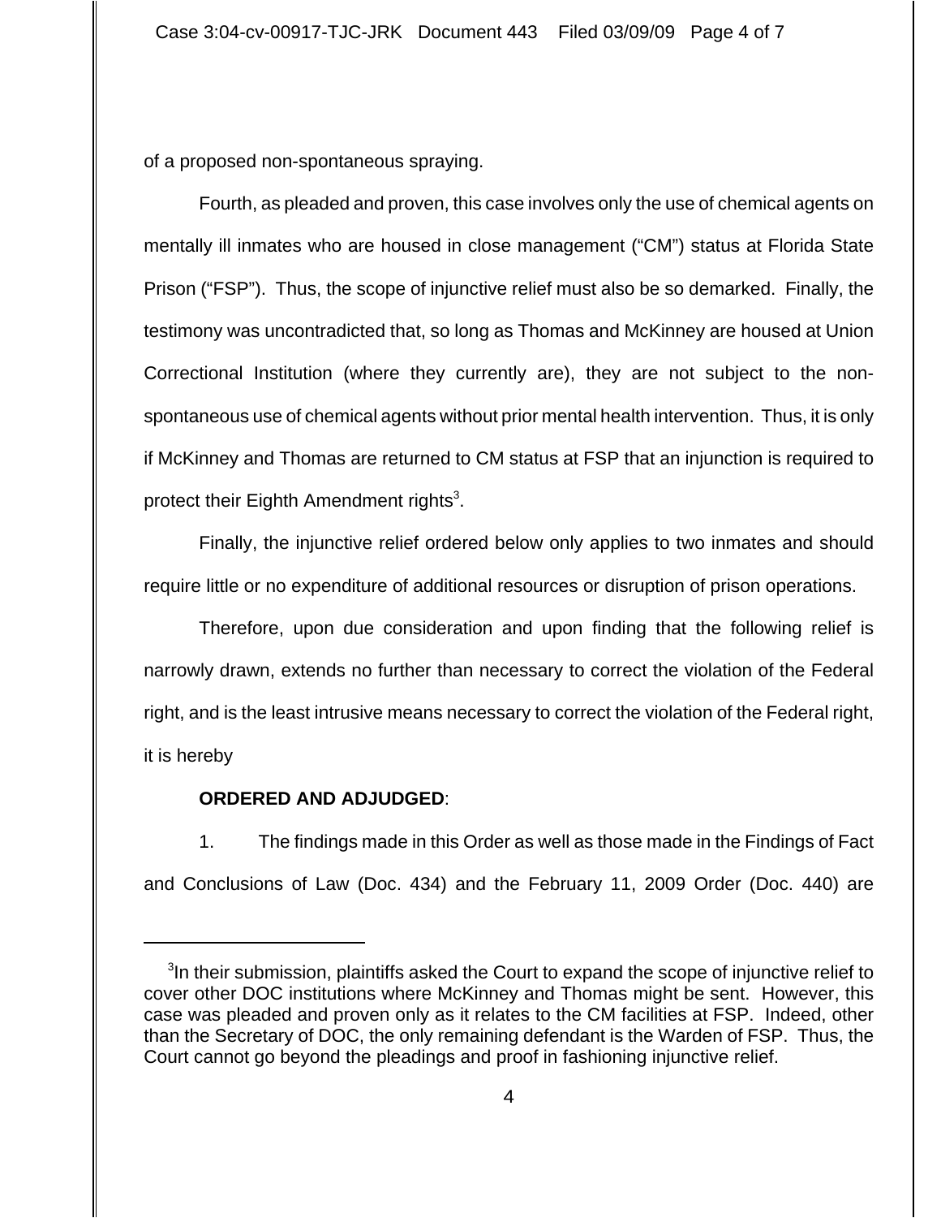of a proposed non-spontaneous spraying.

Fourth, as pleaded and proven, this case involves only the use of chemical agents on mentally ill inmates who are housed in close management ("CM") status at Florida State Prison ("FSP"). Thus, the scope of injunctive relief must also be so demarked. Finally, the testimony was uncontradicted that, so long as Thomas and McKinney are housed at Union Correctional Institution (where they currently are), they are not subject to the non-spontaneous use of chemical agents without prior mental health intervention. Thus, it is only if McKinney and Thomas are returned to CM status at FSP that an injunction is required to protect their Eighth Amendment rights[3].

Finally, the injunctive relief ordered below only applies to two inmates and should require little or no expenditure of additional resources or disruption of prison operations.

Therefore, upon due consideration and upon finding that the following relief is narrowly drawn, extends no further than necessary to correct the violation of the Federal right, and is the least intrusive means necessary to correct the violation of the Federal right, it is hereby

**ORDERED AND ADJUDGED**:

1. The findings made in this Order as well as those made in the Findings of Fact and Conclusions of Law (Doc. 434) and the February 11, 2009 Order (Doc. 440) are

---

[3]In their submission, plaintiffs asked the Court to expand the scope of injunctive relief to cover other DOC institutions where McKinney and Thomas might be sent. However, this case was pleaded and proven only as it relates to the CM facilities at FSP. Indeed, other than the Secretary of DOC, the only remaining defendant is the Warden of FSP. Thus, the Court cannot go beyond the pleadings and proof in fashioning injunctive relief.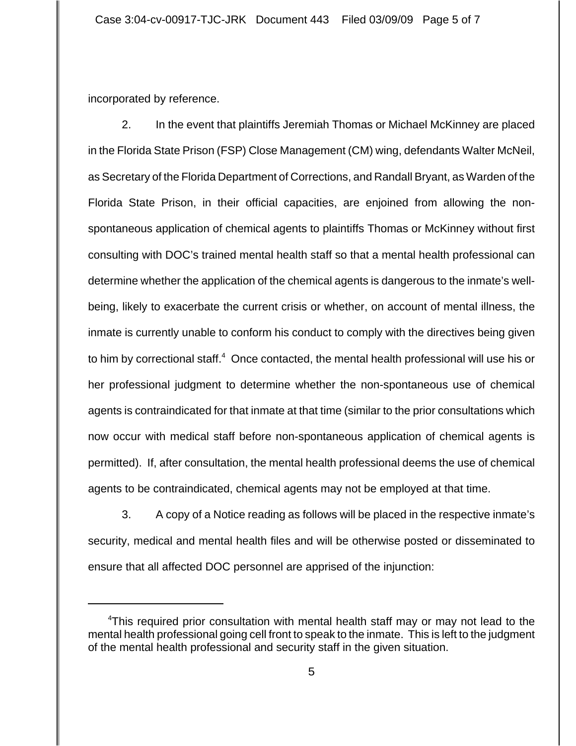incorporated by reference.

2. In the event that plaintiffs Jeremiah Thomas or Michael McKinney are placed in the Florida State Prison (FSP) Close Management (CM) wing, defendants Walter McNeil, as Secretary of the Florida Department of Corrections, and Randall Bryant, as Warden of the Florida State Prison, in their official capacities, are enjoined from allowing the non-spontaneous application of chemical agents to plaintiffs Thomas or McKinney without first consulting with DOC's trained mental health staff so that a mental health professional can determine whether the application of the chemical agents is dangerous to the inmate's well-being, likely to exacerbate the current crisis or whether, on account of mental illness, the inmate is currently unable to conform his conduct to comply with the directives being given to him by correctional staff.[4] Once contacted, the mental health professional will use his or her professional judgment to determine whether the non-spontaneous use of chemical agents is contraindicated for that inmate at that time (similar to the prior consultations which now occur with medical staff before non-spontaneous application of chemical agents is permitted). If, after consultation, the mental health professional deems the use of chemical agents to be contraindicated, chemical agents may not be employed at that time.

3. A copy of a Notice reading as follows will be placed in the respective inmate's security, medical and mental health files and will be otherwise posted or disseminated to ensure that all affected DOC personnel are apprised of the injunction:

---

[4] This required prior consultation with mental health staff may or may not lead to the mental health professional going cell front to speak to the inmate. This is left to the judgment of the mental health professional and security staff in the given situation.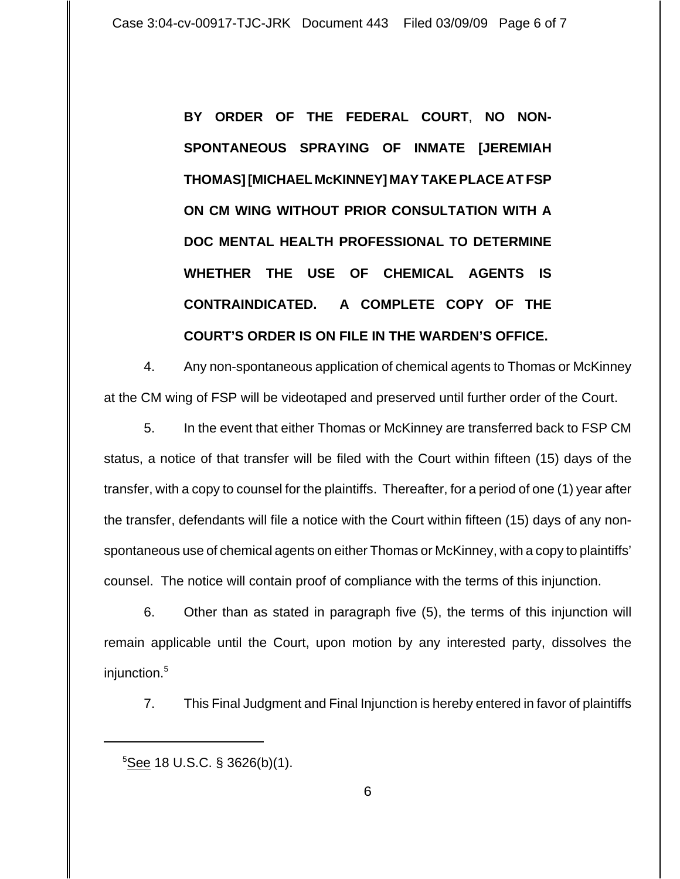**BY ORDER OF THE FEDERAL COURT, NO NON-SPONTANEOUS SPRAYING OF INMATE [JEREMIAH THOMAS] [MICHAEL McKINNEY] MAY TAKE PLACE AT FSP ON CM WING WITHOUT PRIOR CONSULTATION WITH A DOC MENTAL HEALTH PROFESSIONAL TO DETERMINE WHETHER THE USE OF CHEMICAL AGENTS IS CONTRAINDICATED. A COMPLETE COPY OF THE COURT'S ORDER IS ON FILE IN THE WARDEN'S OFFICE.**

4. Any non-spontaneous application of chemical agents to Thomas or McKinney at the CM wing of FSP will be videotaped and preserved until further order of the Court.

5. In the event that either Thomas or McKinney are transferred back to FSP CM status, a notice of that transfer will be filed with the Court within fifteen (15) days of the transfer, with a copy to counsel for the plaintiffs. Thereafter, for a period of one (1) year after the transfer, defendants will file a notice with the Court within fifteen (15) days of any non-spontaneous use of chemical agents on either Thomas or McKinney, with a copy to plaintiffs' counsel. The notice will contain proof of compliance with the terms of this injunction.

6. Other than as stated in paragraph five (5), the terms of this injunction will remain applicable until the Court, upon motion by any interested party, dissolves the injunction.[5]

7. This Final Judgment and Final Injunction is hereby entered in favor of plaintiffs

[5] See 18 U.S.C. § 3626(b)(1).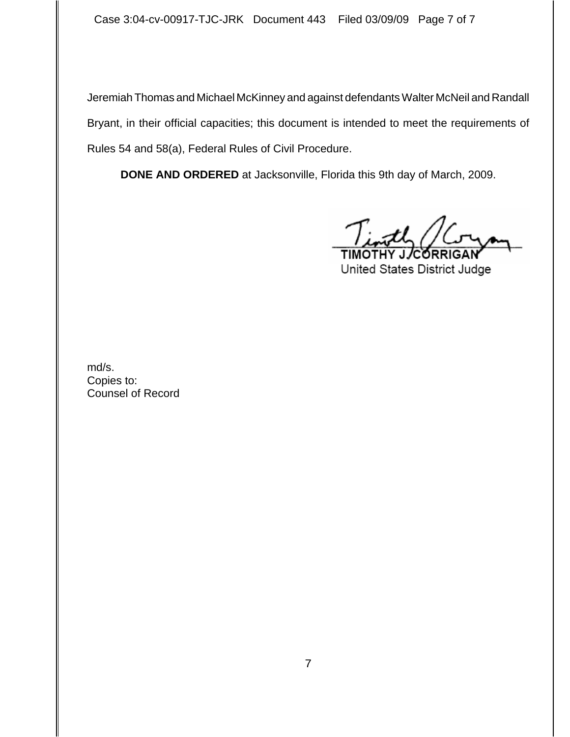Jeremiah Thomas and Michael McKinney and against defendants Walter McNeil and Randall Bryant, in their official capacities; this document is intended to meet the requirements of Rules 54 and 58(a), Federal Rules of Civil Procedure.

**DONE AND ORDERED** at Jacksonville, Florida this 9th day of March, 2009.

TIMOTHY J. CORRIGAN
United States District Judge

md/s.
Copies to:
Counsel of Record